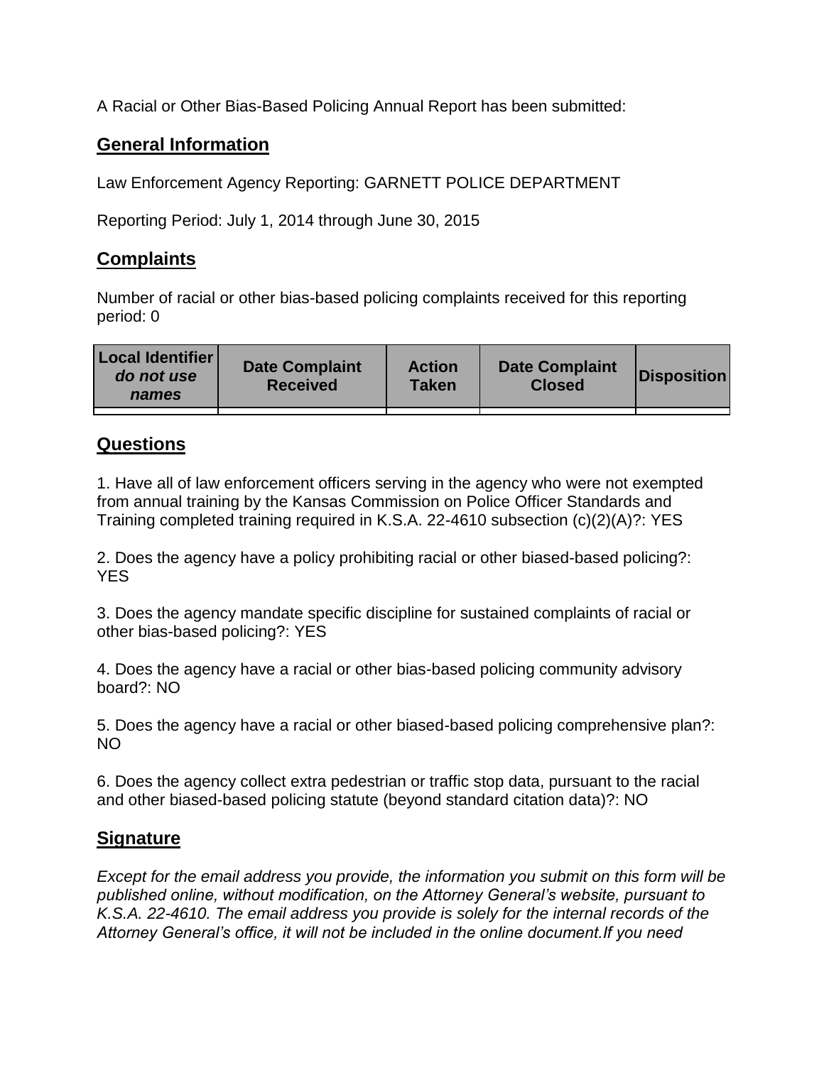A Racial or Other Bias-Based Policing Annual Report has been submitted:

## General Information

Law Enforcement Agency Reporting: GARNETT POLICE DEPARTMENT

Reporting Period: July 1, 2014 through June 30, 2015

## Complaints

Number of racial or other bias-based policing complaints received for this reporting period: 0

| Local Identifier *do not use names* | Date Complaint Received | Action Taken | Date Complaint Closed | Disposition |
|---|---|---|---|---|
| | | | | |

## Questions

1. Have all of law enforcement officers serving in the agency who were not exempted from annual training by the Kansas Commission on Police Officer Standards and Training completed training required in K.S.A. 22-4610 subsection (c)(2)(A)?: YES

2. Does the agency have a policy prohibiting racial or other biased-based policing?: YES

3. Does the agency mandate specific discipline for sustained complaints of racial or other bias-based policing?: YES

4. Does the agency have a racial or other bias-based policing community advisory board?: NO

5. Does the agency have a racial or other biased-based policing comprehensive plan?: NO

6. Does the agency collect extra pedestrian or traffic stop data, pursuant to the racial and other biased-based policing statute (beyond standard citation data)?: NO

## Signature

*Except for the email address you provide, the information you submit on this form will be published online, without modification, on the Attorney General's website, pursuant to K.S.A. 22-4610. The email address you provide is solely for the internal records of the Attorney General's office, it will not be included in the online document.If you need*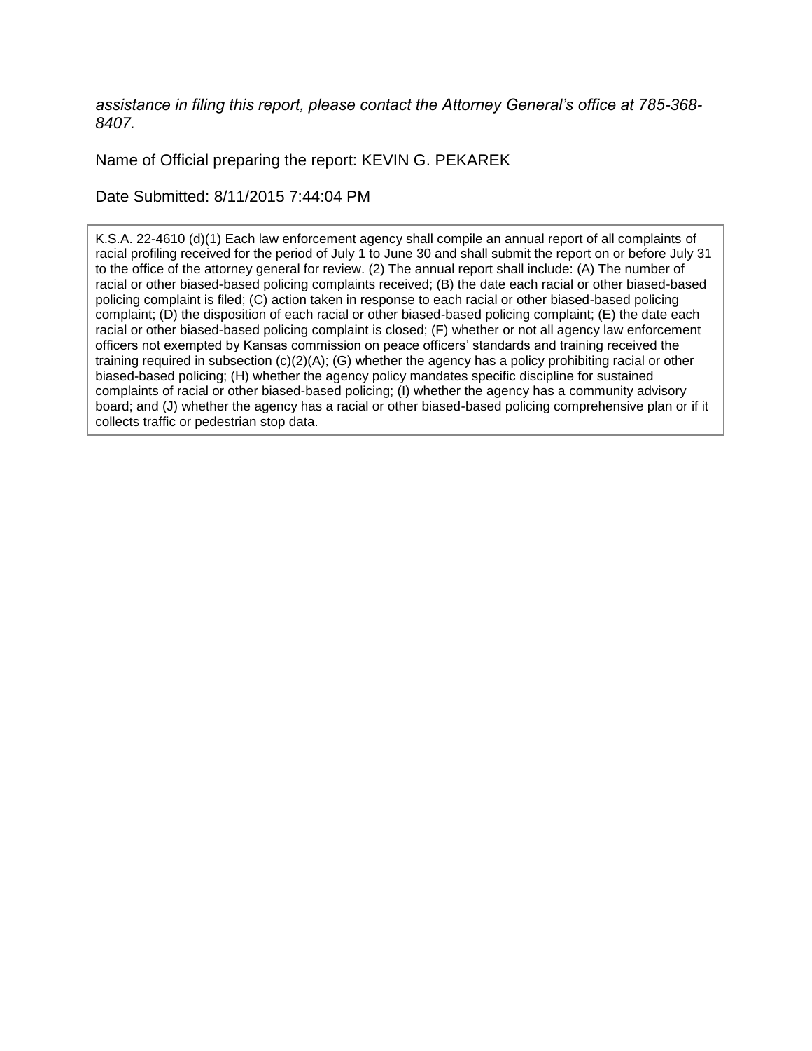*assistance in filing this report, please contact the Attorney General's office at 785-368-8407.*

Name of Official preparing the report: KEVIN G. PEKAREK

Date Submitted: 8/11/2015 7:44:04 PM

K.S.A. 22-4610 (d)(1) Each law enforcement agency shall compile an annual report of all complaints of racial profiling received for the period of July 1 to June 30 and shall submit the report on or before July 31 to the office of the attorney general for review. (2) The annual report shall include: (A) The number of racial or other biased-based policing complaints received; (B) the date each racial or other biased-based policing complaint is filed; (C) action taken in response to each racial or other biased-based policing complaint; (D) the disposition of each racial or other biased-based policing complaint; (E) the date each racial or other biased-based policing complaint is closed; (F) whether or not all agency law enforcement officers not exempted by Kansas commission on peace officers' standards and training received the training required in subsection (c)(2)(A); (G) whether the agency has a policy prohibiting racial or other biased-based policing; (H) whether the agency policy mandates specific discipline for sustained complaints of racial or other biased-based policing; (I) whether the agency has a community advisory board; and (J) whether the agency has a racial or other biased-based policing comprehensive plan or if it collects traffic or pedestrian stop data.